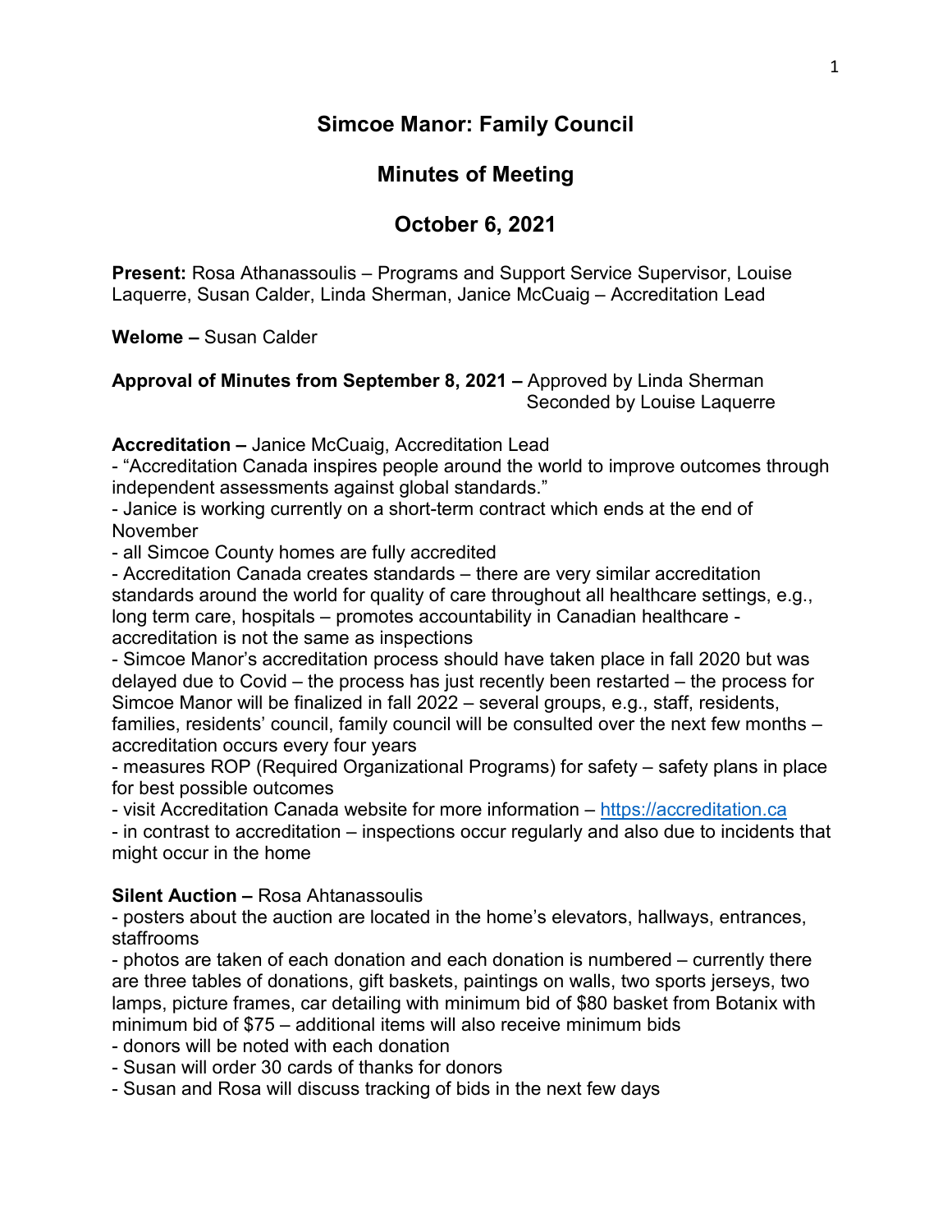# Simcoe Manor: Family Council

## Minutes of Meeting

## October 6, 2021

**Present:** Rosa Athanassoulis – Programs and Support Service Supervisor, Louise Laquerre, Susan Calder, Linda Sherman, Janice McCuaig – Accreditation Lead

**Welome –** Susan Calder

**Approval of Minutes from September 8, 2021 –** Approved by Linda Sherman
Seconded by Louise Laquerre

**Accreditation –** Janice McCuaig, Accreditation Lead

- "Accreditation Canada inspires people around the world to improve outcomes through independent assessments against global standards."
- Janice is working currently on a short-term contract which ends at the end of November
- all Simcoe County homes are fully accredited
- Accreditation Canada creates standards – there are very similar accreditation standards around the world for quality of care throughout all healthcare settings, e.g., long term care, hospitals – promotes accountability in Canadian healthcare - accreditation is not the same as inspections
- Simcoe Manor's accreditation process should have taken place in fall 2020 but was delayed due to Covid – the process has just recently been restarted – the process for Simcoe Manor will be finalized in fall 2022 – several groups, e.g., staff, residents, families, residents' council, family council will be consulted over the next few months – accreditation occurs every four years
- measures ROP (Required Organizational Programs) for safety – safety plans in place for best possible outcomes
- visit Accreditation Canada website for more information – [https://accreditation.ca](https://accreditation.ca)
- in contrast to accreditation – inspections occur regularly and also due to incidents that might occur in the home

**Silent Auction –** Rosa Ahtanassoulis

- posters about the auction are located in the home's elevators, hallways, entrances, staffrooms
- photos are taken of each donation and each donation is numbered – currently there are three tables of donations, gift baskets, paintings on walls, two sports jerseys, two lamps, picture frames, car detailing with minimum bid of $80 basket from Botanix with minimum bid of $75 – additional items will also receive minimum bids
- donors will be noted with each donation
- Susan will order 30 cards of thanks for donors
- Susan and Rosa will discuss tracking of bids in the next few days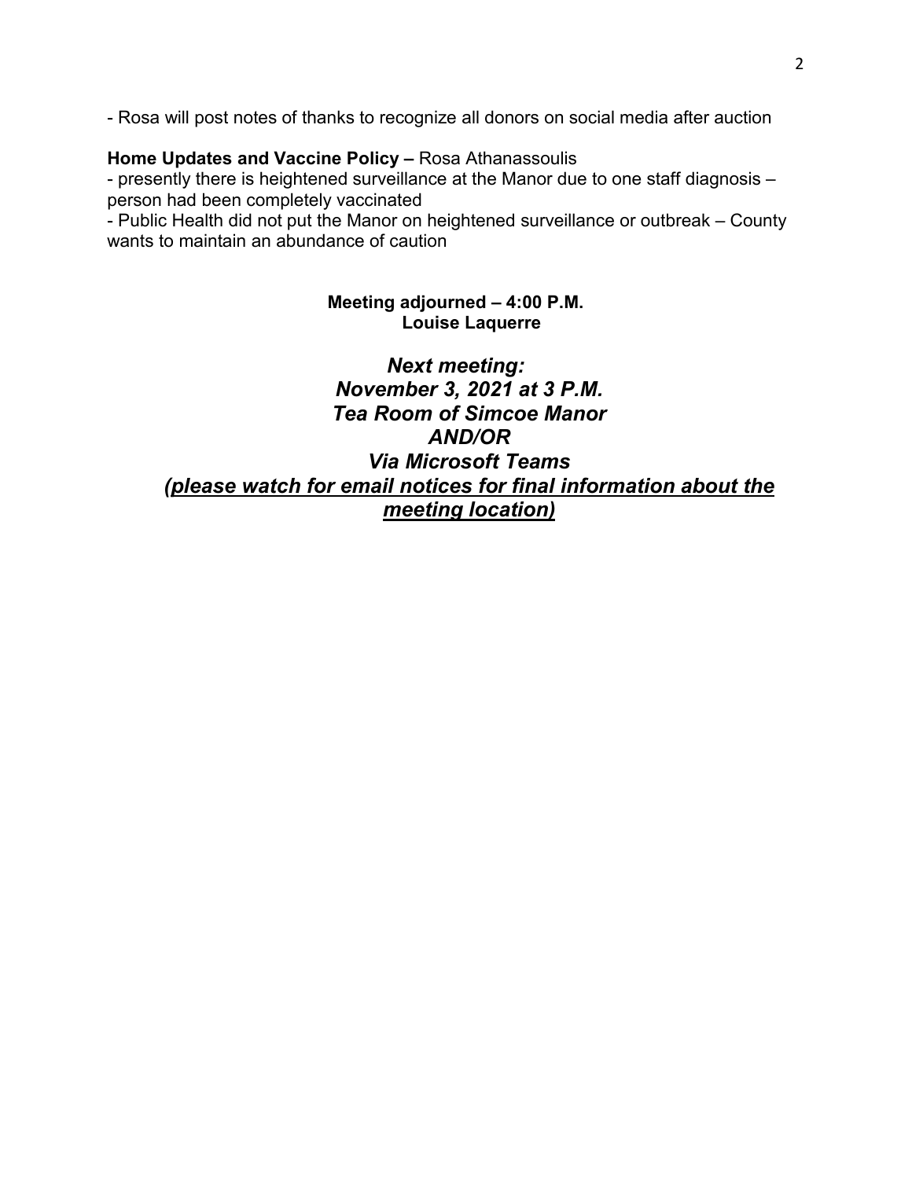- Rosa will post notes of thanks to recognize all donors on social media after auction

**Home Updates and Vaccine Policy –** Rosa Athanassoulis

- presently there is heightened surveillance at the Manor due to one staff diagnosis – person had been completely vaccinated
- Public Health did not put the Manor on heightened surveillance or outbreak – County wants to maintain an abundance of caution

**Meeting adjourned – 4:00 P.M.**
**Louise Laquerre**

***Next meeting:***
***November 3, 2021 at 3 P.M.***
***Tea Room of Simcoe Manor***
***AND/OR***
***Via Microsoft Teams***
***(please watch for email notices for final information about the meeting location)***